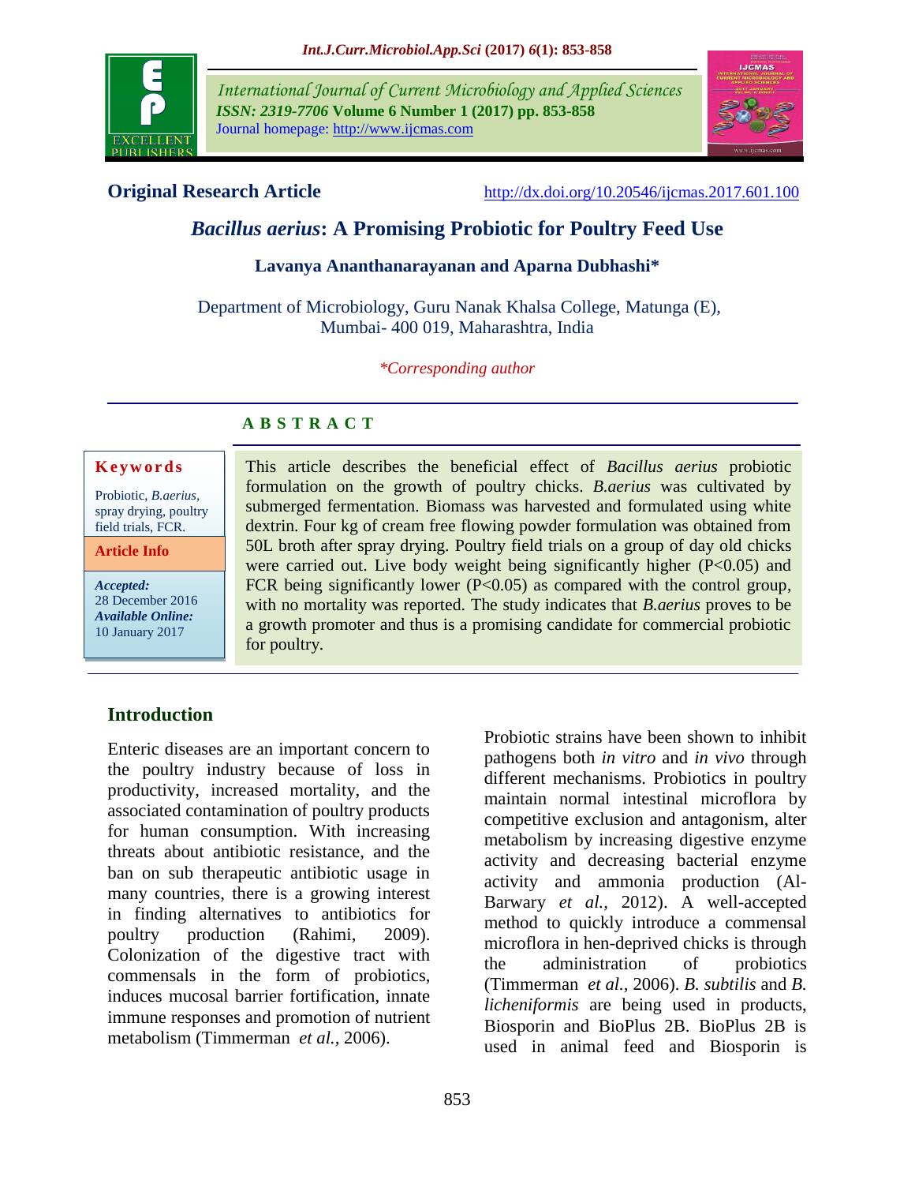**Original Research Article** http://dx.doi.org/10.20546/ijcmas.2017.601.100

# *Bacillus aerius*: A Promising Probiotic for Poultry Feed Use

**Lavanya Ananthanarayanan and Aparna Dubhashi***

Department of Microbiology, Guru Nanak Khalsa College, Matunga (E), Mumbai- 400 019, Maharashtra, India

*\*Corresponding author*

## A B S T R A C T

**Keywords**

Probiotic, *B.aerius*, spray drying, poultry field trials, FCR.

**Article Info**

***Accepted:*** 28 December 2016
***Available Online:*** 10 January 2017

This article describes the beneficial effect of *Bacillus aerius* probiotic formulation on the growth of poultry chicks. *B.aerius* was cultivated by submerged fermentation. Biomass was harvested and formulated using white dextrin. Four kg of cream free flowing powder formulation was obtained from 50L broth after spray drying. Poultry field trials on a group of day old chicks were carried out. Live body weight being significantly higher ($P<0.05$) and FCR being significantly lower ($P<0.05$) as compared with the control group, with no mortality was reported. The study indicates that *B.aerius* proves to be a growth promoter and thus is a promising candidate for commercial probiotic for poultry.

## Introduction

Enteric diseases are an important concern to the poultry industry because of loss in productivity, increased mortality, and the associated contamination of poultry products for human consumption. With increasing threats about antibiotic resistance, and the ban on sub therapeutic antibiotic usage in many countries, there is a growing interest in finding alternatives to antibiotics for poultry production (Rahimi, 2009). Colonization of the digestive tract with commensals in the form of probiotics, induces mucosal barrier fortification, innate immune responses and promotion of nutrient metabolism (Timmerman *et al.,* 2006).

Probiotic strains have been shown to inhibit pathogens both *in vitro* and *in vivo* through different mechanisms. Probiotics in poultry maintain normal intestinal microflora by competitive exclusion and antagonism, alter metabolism by increasing digestive enzyme activity and decreasing bacterial enzyme activity and ammonia production (Al-Barwary *et al.,* 2012). A well-accepted method to quickly introduce a commensal microflora in hen-deprived chicks is through the administration of probiotics (Timmerman *et al.,* 2006). *B. subtilis* and *B. licheniformis* are being used in products, Biosporin and BioPlus 2B. BioPlus 2B is used in animal feed and Biosporin is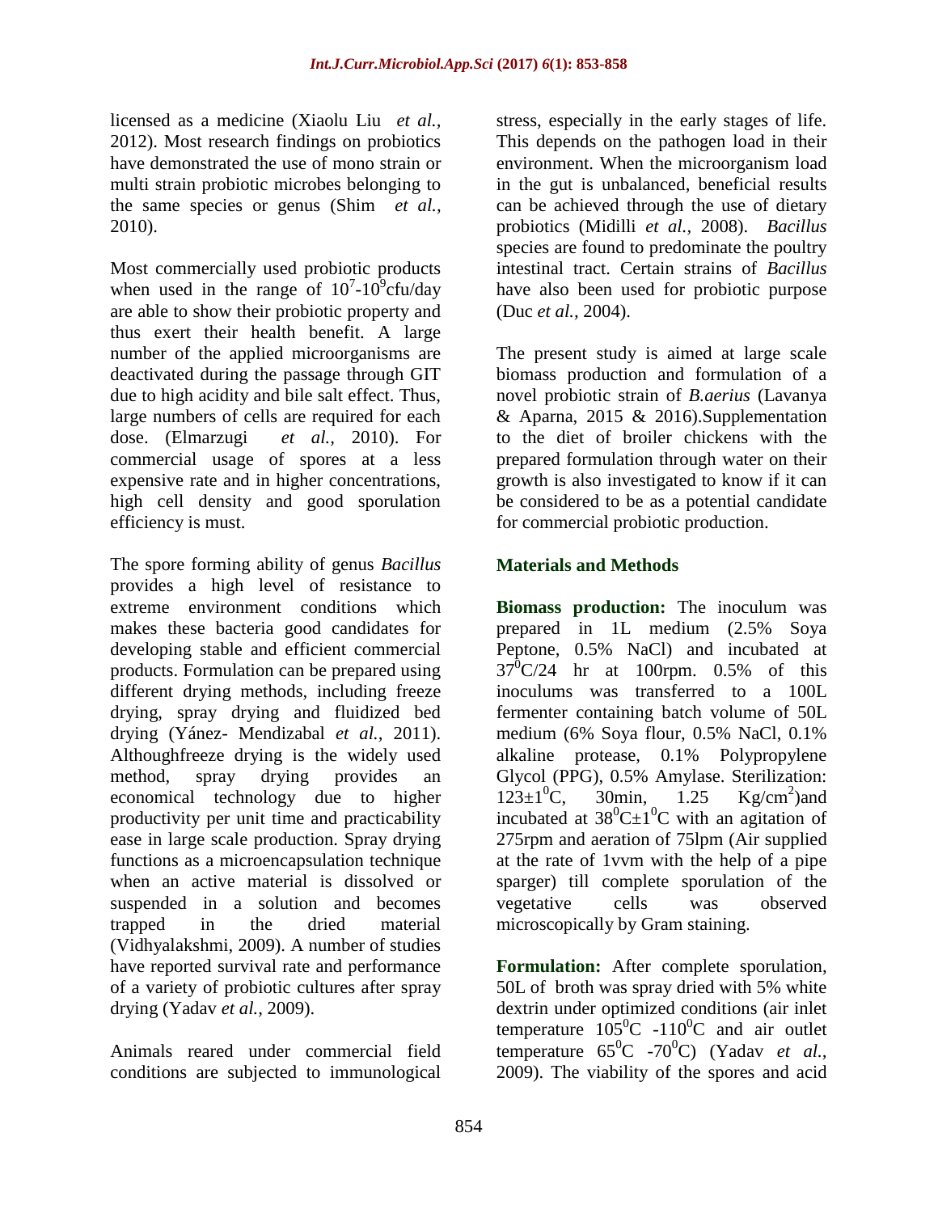licensed as a medicine (Xiaolu Liu *et al.,* 2012). Most research findings on probiotics have demonstrated the use of mono strain or multi strain probiotic microbes belonging to the same species or genus (Shim *et al.,* 2010).

Most commercially used probiotic products when used in the range of $10^7$-$10^9$cfu/day are able to show their probiotic property and thus exert their health benefit. A large number of the applied microorganisms are deactivated during the passage through GIT due to high acidity and bile salt effect. Thus, large numbers of cells are required for each dose. (Elmarzugi *et al.,* 2010). For commercial usage of spores at a less expensive rate and in higher concentrations, high cell density and good sporulation efficiency is must.

The spore forming ability of genus *Bacillus* provides a high level of resistance to extreme environment conditions which makes these bacteria good candidates for developing stable and efficient commercial products. Formulation can be prepared using different drying methods, including freeze drying, spray drying and fluidized bed drying (Yánez- Mendizabal *et al.,* 2011). Althoughfreeze drying is the widely used method, spray drying provides an economical technology due to higher productivity per unit time and practicability ease in large scale production. Spray drying functions as a microencapsulation technique when an active material is dissolved or suspended in a solution and becomes trapped in the dried material (Vidhyalakshmi, 2009). A number of studies have reported survival rate and performance of a variety of probiotic cultures after spray drying (Yadav *et al.,* 2009).

Animals reared under commercial field conditions are subjected to immunological stress, especially in the early stages of life. This depends on the pathogen load in their environment. When the microorganism load in the gut is unbalanced, beneficial results can be achieved through the use of dietary probiotics (Midilli *et al.,* 2008). *Bacillus* species are found to predominate the poultry intestinal tract. Certain strains of *Bacillus* have also been used for probiotic purpose (Duc *et al.,* 2004).

The present study is aimed at large scale biomass production and formulation of a novel probiotic strain of *B.aerius* (Lavanya & Aparna, 2015 & 2016).Supplementation to the diet of broiler chickens with the prepared formulation through water on their growth is also investigated to know if it can be considered to be as a potential candidate for commercial probiotic production.

## Materials and Methods

**Biomass production:** The inoculum was prepared in 1L medium (2.5% Soya Peptone, 0.5% NaCl) and incubated at $37^0$C/24 hr at 100rpm. 0.5% of this inoculums was transferred to a 100L fermenter containing batch volume of 50L medium (6% Soya flour, 0.5% NaCl, 0.1% alkaline protease, 0.1% Polypropylene Glycol (PPG), 0.5% Amylase. Sterilization: $123\pm1^0$C, 30min, 1.25 Kg/cm$^2$)and incubated at $38^0$C$\pm1^0$C with an agitation of 275rpm and aeration of 75lpm (Air supplied at the rate of 1vvm with the help of a pipe sparger) till complete sporulation of the vegetative cells was observed microscopically by Gram staining.

**Formulation:** After complete sporulation, 50L of broth was spray dried with 5% white dextrin under optimized conditions (air inlet temperature $105^0$C -$110^0$C and air outlet temperature $65^0$C -$70^0$C) (Yadav *et al.,* 2009). The viability of the spores and acid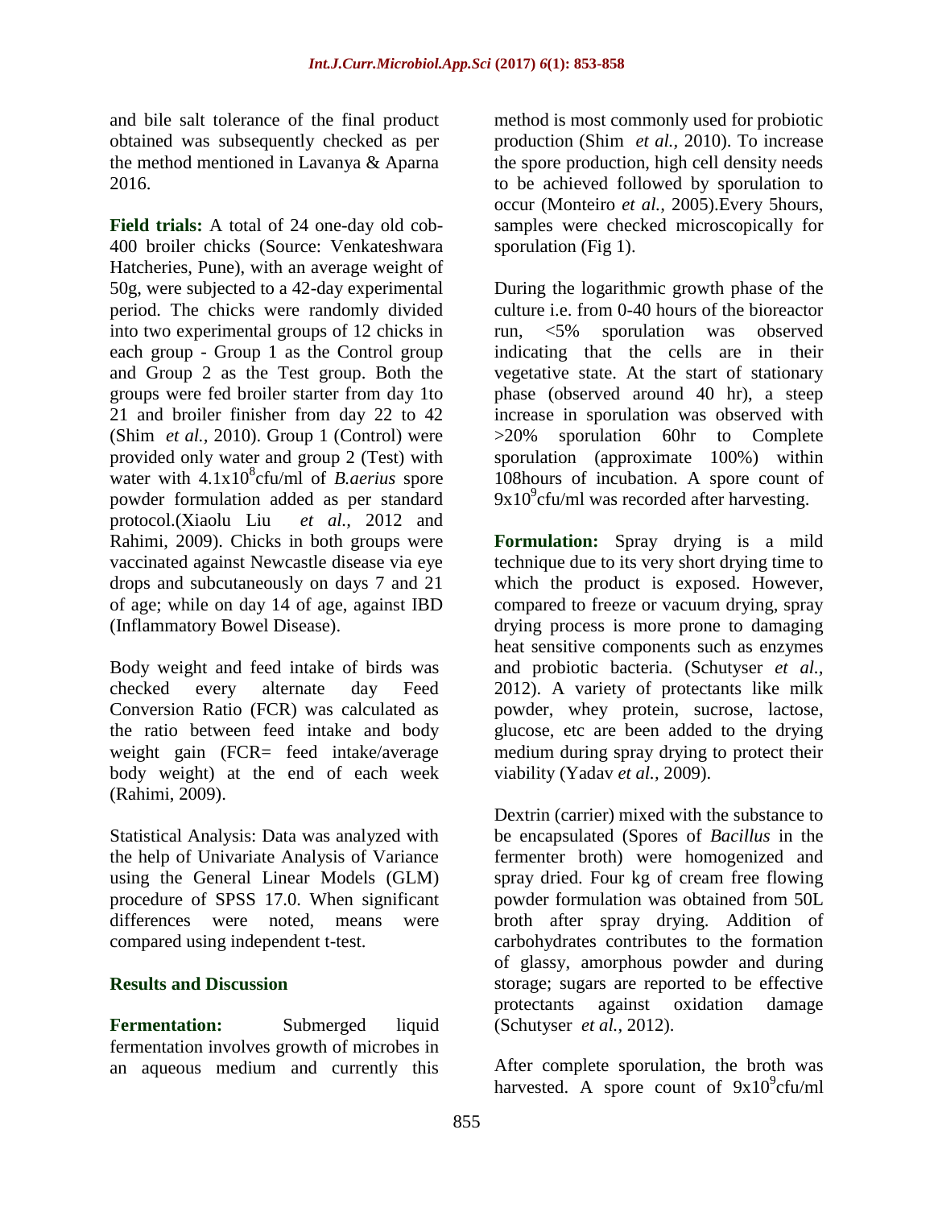and bile salt tolerance of the final product obtained was subsequently checked as per the method mentioned in Lavanya & Aparna 2016.

**Field trials:** A total of 24 one-day old cob-400 broiler chicks (Source: Venkateshwara Hatcheries, Pune), with an average weight of 50g, were subjected to a 42-day experimental period. The chicks were randomly divided into two experimental groups of 12 chicks in each group - Group 1 as the Control group and Group 2 as the Test group. Both the groups were fed broiler starter from day 1to 21 and broiler finisher from day 22 to 42 (Shim *et al.,* 2010). Group 1 (Control) were provided only water and group 2 (Test) with water with $4.1 \times 10^8$cfu/ml of *B.aerius* spore powder formulation added as per standard protocol.(Xiaolu Liu *et al.,* 2012 and Rahimi, 2009). Chicks in both groups were vaccinated against Newcastle disease via eye drops and subcutaneously on days 7 and 21 of age; while on day 14 of age, against IBD (Inflammatory Bowel Disease).

Body weight and feed intake of birds was checked every alternate day Feed Conversion Ratio (FCR) was calculated as the ratio between feed intake and body weight gain (FCR= feed intake/average body weight) at the end of each week (Rahimi, 2009).

Statistical Analysis: Data was analyzed with the help of Univariate Analysis of Variance using the General Linear Models (GLM) procedure of SPSS 17.0. When significant differences were noted, means were compared using independent t-test.

## Results and Discussion

**Fermentation:** Submerged liquid fermentation involves growth of microbes in an aqueous medium and currently this method is most commonly used for probiotic production (Shim *et al.,* 2010). To increase the spore production, high cell density needs to be achieved followed by sporulation to occur (Monteiro *et al.,* 2005).Every 5hours, samples were checked microscopically for sporulation (Fig 1).

During the logarithmic growth phase of the culture i.e. from 0-40 hours of the bioreactor run, <5% sporulation was observed indicating that the cells are in their vegetative state. At the start of stationary phase (observed around 40 hr), a steep increase in sporulation was observed with >20% sporulation 60hr to Complete sporulation (approximate 100%) within 108hours of incubation. A spore count of $9 \times 10^9$cfu/ml was recorded after harvesting.

**Formulation:** Spray drying is a mild technique due to its very short drying time to which the product is exposed. However, compared to freeze or vacuum drying, spray drying process is more prone to damaging heat sensitive components such as enzymes and probiotic bacteria. (Schutyser *et al.,* 2012). A variety of protectants like milk powder, whey protein, sucrose, lactose, glucose, etc are been added to the drying medium during spray drying to protect their viability (Yadav *et al.,* 2009).

Dextrin (carrier) mixed with the substance to be encapsulated (Spores of *Bacillus* in the fermenter broth) were homogenized and spray dried. Four kg of cream free flowing powder formulation was obtained from 50L broth after spray drying. Addition of carbohydrates contributes to the formation of glassy, amorphous powder and during storage; sugars are reported to be effective protectants against oxidation damage (Schutyser *et al.,* 2012).

After complete sporulation, the broth was harvested. A spore count of $9 \times 10^9$cfu/ml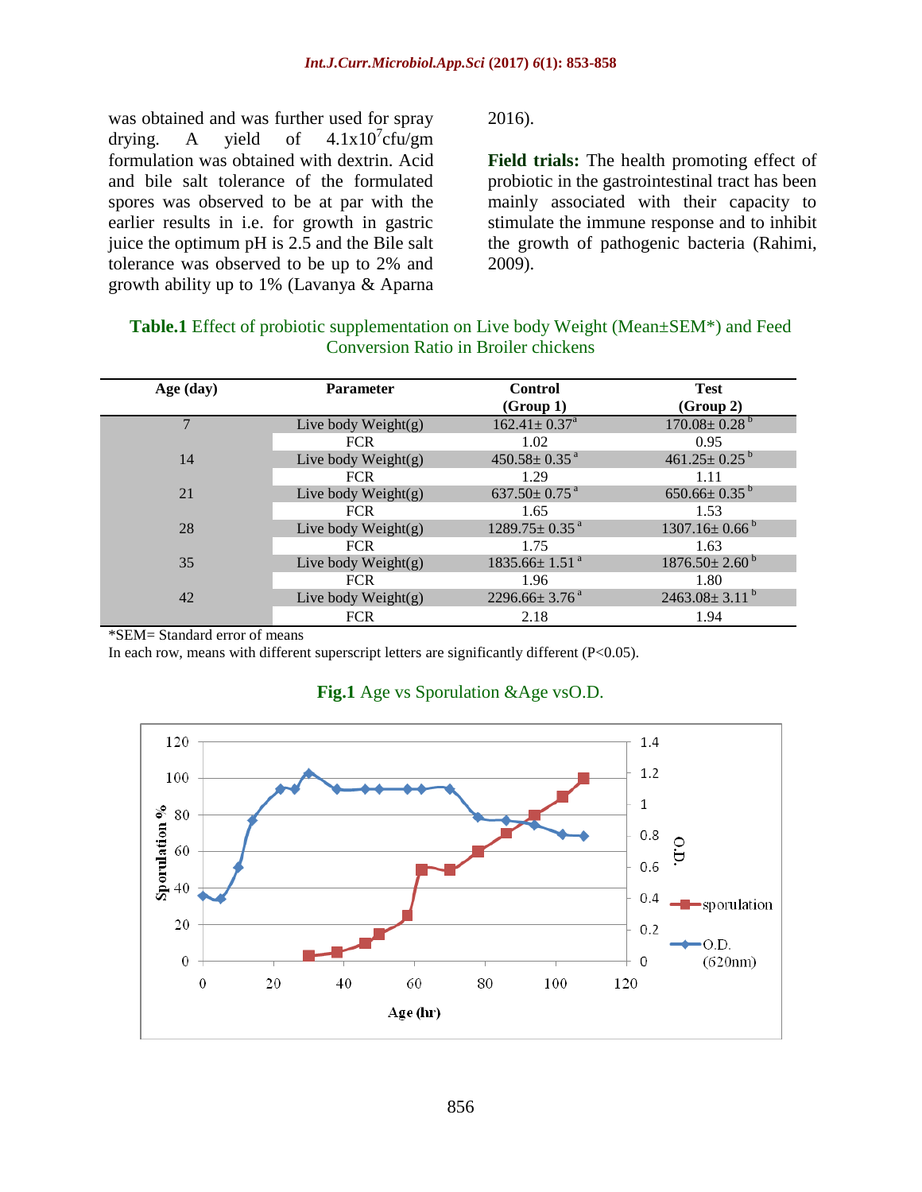was obtained and was further used for spray drying. A yield of $4.1x10^7$cfu/gm formulation was obtained with dextrin. Acid and bile salt tolerance of the formulated spores was observed to be at par with the earlier results in i.e. for growth in gastric juice the optimum pH is 2.5 and the Bile salt tolerance was observed to be up to 2% and growth ability up to 1% (Lavanya & Aparna 2016).

**Field trials:** The health promoting effect of probiotic in the gastrointestinal tract has been mainly associated with their capacity to stimulate the immune response and to inhibit the growth of pathogenic bacteria (Rahimi, 2009).

**Table.1** Effect of probiotic supplementation on Live body Weight (Mean±SEM*) and Feed Conversion Ratio in Broiler chickens

| Age (day) | Parameter | Control (Group 1) | Test (Group 2) |
|---|---|---|---|
| 7 | Live body Weight(g) | 162.41± 0.37[a] | 170.08± 0.28[b] |
| | FCR | 1.02 | 0.95 |
| 14 | Live body Weight(g) | 450.58± 0.35[a] | 461.25± 0.25[b] |
| | FCR | 1.29 | 1.11 |
| 21 | Live body Weight(g) | 637.50± 0.75[a] | 650.66± 0.35[b] |
| | FCR | 1.65 | 1.53 |
| 28 | Live body Weight(g) | 1289.75± 0.35[a] | 1307.16± 0.66[b] |
| | FCR | 1.75 | 1.63 |
| 35 | Live body Weight(g) | 1835.66± 1.51[a] | 1876.50± 2.60[b] |
| | FCR | 1.96 | 1.80 |
| 42 | Live body Weight(g) | 2296.66± 3.76[a] | 2463.08± 3.11[b] |
| | FCR | 2.18 | 1.94 |

*SEM= Standard error of means

In each row, means with different superscript letters are significantly different (P<0.05).

**Fig.1** Age vs Sporulation &Age vsO.D.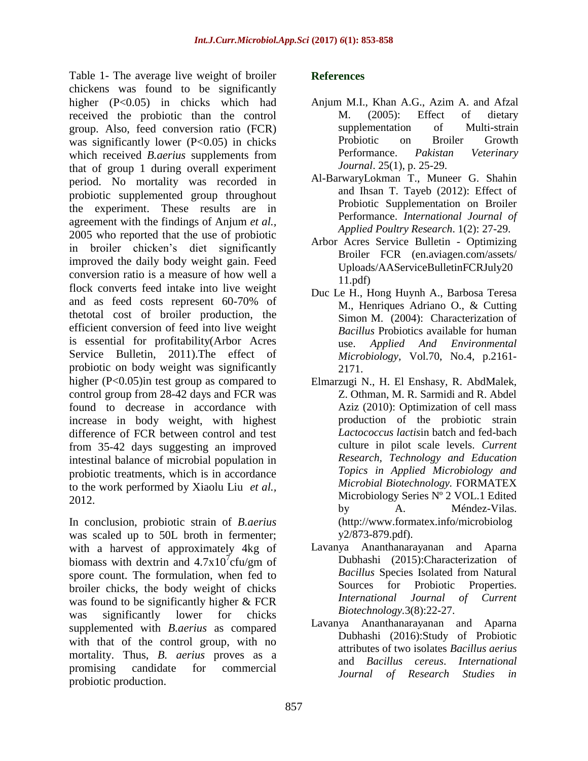Table 1- The average live weight of broiler chickens was found to be significantly higher (P<0.05) in chicks which had received the probiotic than the control group. Also, feed conversion ratio (FCR) was significantly lower (P<0.05) in chicks which received *B.aerius* supplements from that of group 1 during overall experiment period. No mortality was recorded in probiotic supplemented group throughout the experiment. These results are in agreement with the findings of Anjum *et al.*, 2005 who reported that the use of probiotic in broiler chicken's diet significantly improved the daily body weight gain. Feed conversion ratio is a measure of how well a flock converts feed intake into live weight and as feed costs represent 60-70% of thetotal cost of broiler production, the efficient conversion of feed into live weight is essential for profitability(Arbor Acres Service Bulletin, 2011).The effect of probiotic on body weight was significantly higher (P<0.05)in test group as compared to control group from 28-42 days and FCR was found to decrease in accordance with increase in body weight, with highest difference of FCR between control and test from 35-42 days suggesting an improved intestinal balance of microbial population in probiotic treatments, which is in accordance to the work performed by Xiaolu Liu *et al.*, 2012.

In conclusion, probiotic strain of *B.aerius* was scaled up to 50L broth in fermenter; with a harvest of approximately 4kg of biomass with dextrin and $4.7 \times 10^7$cfu/gm of spore count. The formulation, when fed to broiler chicks, the body weight of chicks was found to be significantly higher & FCR was significantly lower for chicks supplemented with *B.aerius* as compared with that of the control group, with no mortality. Thus, *B. aerius* proves as a promising candidate for commercial probiotic production.

## References

Anjum M.I., Khan A.G., Azim A. and Afzal M. (2005): Effect of dietary supplementation of Multi-strain Probiotic on Broiler Growth Performance. *Pakistan Veterinary Journal*. 25(1), p. 25-29.

Al-BarwaryLokman T., Muneer G. Shahin and Ihsan T. Tayeb (2012): Effect of Probiotic Supplementation on Broiler Performance. *International Journal of Applied Poultry Research*. 1(2): 27-29.

Arbor Acres Service Bulletin - Optimizing Broiler FCR (en.aviagen.com/assets/Uploads/AAServiceBulletinFCRJuly2011.pdf)

Duc Le H., Hong Huynh A., Barbosa Teresa M., Henriques Adriano O., & Cutting Simon M. (2004): Characterization of *Bacillus* Probiotics available for human use. *Applied And Environmental Microbiology*, Vol.70, No.4, p.2161-2171.

Elmarzugi N., H. El Enshasy, R. AbdMalek, Z. Othman, M. R. Sarmidi and R. Abdel Aziz (2010): Optimization of cell mass production of the probiotic strain *Lactococcus lactis*in batch and fed-bach culture in pilot scale levels. *Current Research, Technology and Education Topics in Applied Microbiology and Microbial Biotechnology.* FORMATEX Microbiology Series Nº 2 VOL.1 Edited by A. Méndez-Vilas. (http://www.formatex.info/microbiology2/873-879.pdf).

Lavanya Ananthanarayanan and Aparna Dubhashi (2015):Characterization of *Bacillus* Species Isolated from Natural Sources for Probiotic Properties. *International Journal of Current Biotechnology*.3(8):22-27.

Lavanya Ananthanarayanan and Aparna Dubhashi (2016):Study of Probiotic attributes of two isolates *Bacillus aerius* and *Bacillus cereus*. *International Journal of Research Studies in*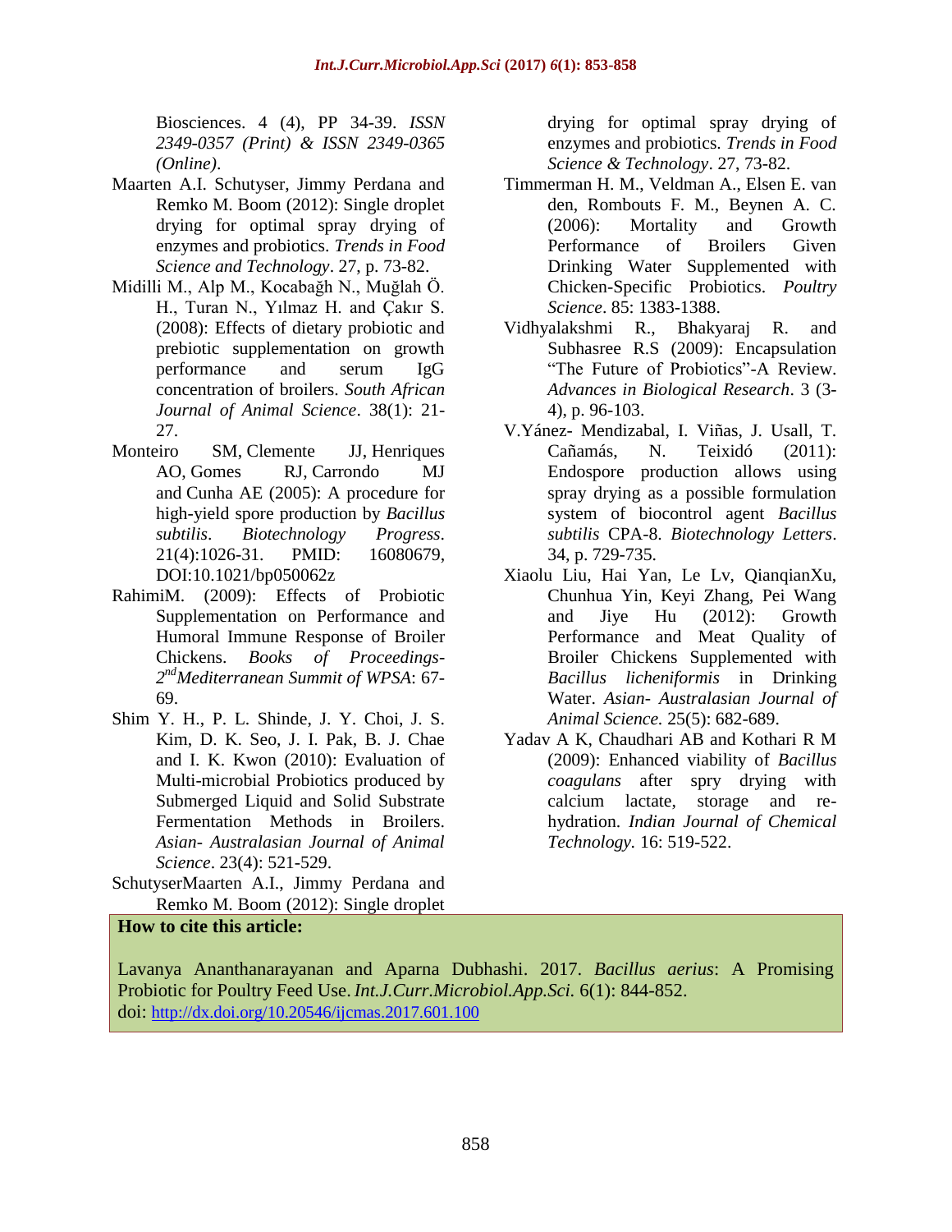Biosciences. 4 (4), PP 34-39. *ISSN 2349-0357 (Print) & ISSN 2349-0365 (Online)*.

Maarten A.I. Schutyser, Jimmy Perdana and Remko M. Boom (2012): Single droplet drying for optimal spray drying of enzymes and probiotics. *Trends in Food Science and Technology*. 27, p. 73-82.

Midilli M., Alp M., Kocabağh N., Muğlah Ö. H., Turan N., Yılmaz H. and Çakır S. (2008): Effects of dietary probiotic and prebiotic supplementation on growth performance and serum IgG concentration of broilers. *South African Journal of Animal Science*. 38(1): 21-27.

Monteiro SM, Clemente JJ, Henriques AO, Gomes RJ, Carrondo MJ and Cunha AE (2005): A procedure for high-yield spore production by *Bacillus subtilis*. *Biotechnology Progress*. 21(4):1026-31. PMID: 16080679, DOI:10.1021/bp050062z

RahimiM. (2009): Effects of Probiotic Supplementation on Performance and Humoral Immune Response of Broiler Chickens. *Books of Proceedings- 2nd Mediterranean Summit of WPSA*: 67-69.

Shim Y. H., P. L. Shinde, J. Y. Choi, J. S. Kim, D. K. Seo, J. I. Pak, B. J. Chae and I. K. Kwon (2010): Evaluation of Multi-microbial Probiotics produced by Submerged Liquid and Solid Substrate Fermentation Methods in Broilers. *Asian- Australasian Journal of Animal Science*. 23(4): 521-529.

SchutyserMaarten A.I., Jimmy Perdana and Remko M. Boom (2012): Single droplet drying for optimal spray drying of enzymes and probiotics. *Trends in Food Science & Technology*. 27, 73-82.

Timmerman H. M., Veldman A., Elsen E. van den, Rombouts F. M., Beynen A. C. (2006): Mortality and Growth Performance of Broilers Given Drinking Water Supplemented with Chicken-Specific Probiotics. *Poultry Science*. 85: 1383-1388.

Vidhyalakshmi R., Bhakyaraj R. and Subhasree R.S (2009): Encapsulation "The Future of Probiotics"-A Review. *Advances in Biological Research*. 3 (3-4), p. 96-103.

V.Yánez- Mendizabal, I. Viñas, J. Usall, T. Cañamás, N. Teixidó (2011): Endospore production allows using spray drying as a possible formulation system of biocontrol agent *Bacillus subtilis* CPA-8. *Biotechnology Letters*. 34, p. 729-735.

Xiaolu Liu, Hai Yan, Le Lv, QianqianXu, Chunhua Yin, Keyi Zhang, Pei Wang and Jiye Hu (2012): Growth Performance and Meat Quality of Broiler Chickens Supplemented with *Bacillus licheniformis* in Drinking Water. *Asian- Australasian Journal of Animal Science.* 25(5): 682-689.

Yadav A K, Chaudhari AB and Kothari R M (2009): Enhanced viability of *Bacillus coagulans* after spry drying with calcium lactate, storage and re-hydration. *Indian Journal of Chemical Technology.* 16: 519-522.

**How to cite this article:**

Lavanya Ananthanarayanan and Aparna Dubhashi. 2017. *Bacillus aerius*: A Promising Probiotic for Poultry Feed Use. *Int.J.Curr.Microbiol.App.Sci.* 6(1): 844-852.
doi: http://dx.doi.org/10.20546/ijcmas.2017.601.100